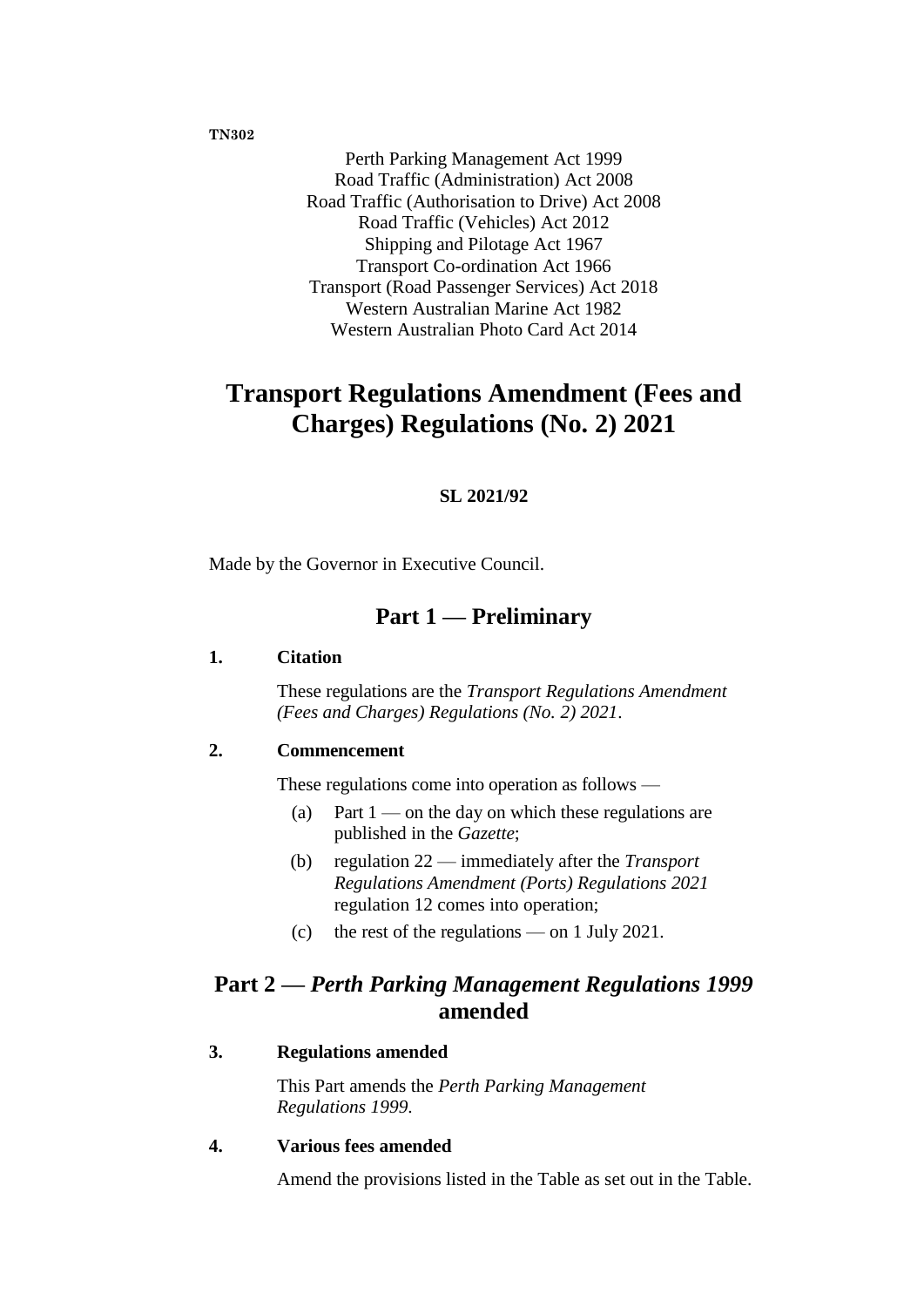TN302

Perth Parking Management Act 1999
Road Traffic (Administration) Act 2008
Road Traffic (Authorisation to Drive) Act 2008
Road Traffic (Vehicles) Act 2012
Shipping and Pilotage Act 1967
Transport Co-ordination Act 1966
Transport (Road Passenger Services) Act 2018
Western Australian Marine Act 1982
Western Australian Photo Card Act 2014

# Transport Regulations Amendment (Fees and Charges) Regulations (No. 2) 2021

**SL 2021/92**

Made by the Governor in Executive Council.

## Part 1 — Preliminary

### 1. Citation

These regulations are the *Transport Regulations Amendment (Fees and Charges) Regulations (No. 2) 2021*.

### 2. Commencement

These regulations come into operation as follows —

(a) Part 1 — on the day on which these regulations are published in the *Gazette*;

(b) regulation 22 — immediately after the *Transport Regulations Amendment (Ports) Regulations 2021* regulation 12 comes into operation;

(c) the rest of the regulations — on 1 July 2021.

## Part 2 — *Perth Parking Management Regulations 1999* amended

### 3. Regulations amended

This Part amends the *Perth Parking Management Regulations 1999*.

### 4. Various fees amended

Amend the provisions listed in the Table as set out in the Table.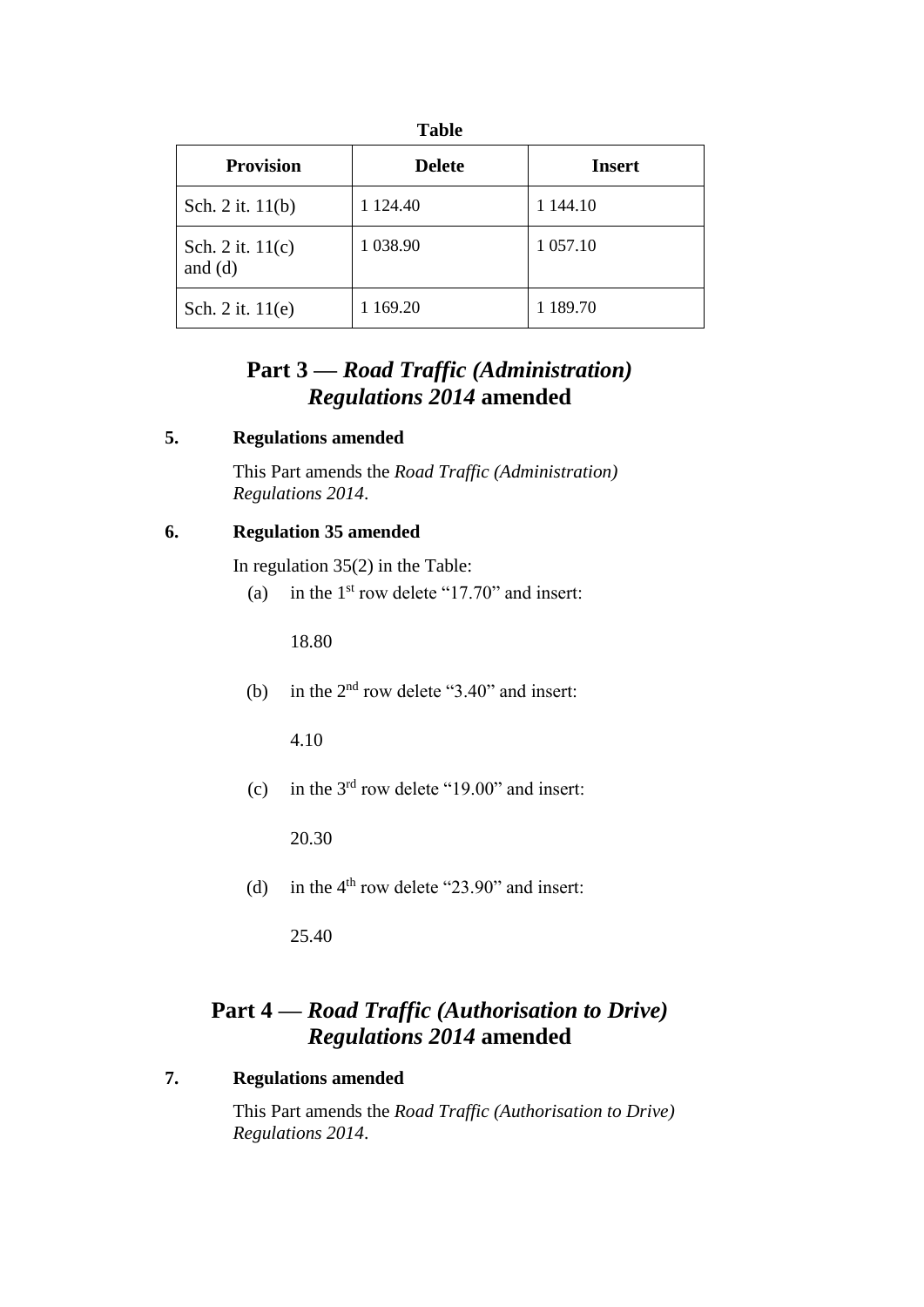**Table**

| Provision | Delete | Insert |
|---|---|---|
| Sch. 2 it. 11(b) | 1 124.40 | 1 144.10 |
| Sch. 2 it. 11(c) and (d) | 1 038.90 | 1 057.10 |
| Sch. 2 it. 11(e) | 1 169.20 | 1 189.70 |

## Part 3 — *Road Traffic (Administration) Regulations 2014* amended

**5. Regulations amended**

This Part amends the *Road Traffic (Administration) Regulations 2014*.

**6. Regulation 35 amended**

In regulation 35(2) in the Table:

(a) in the 1st row delete "17.70" and insert:

18.80

(b) in the 2nd row delete "3.40" and insert:

4.10

(c) in the 3rd row delete "19.00" and insert:

20.30

(d) in the 4th row delete "23.90" and insert:

25.40

## Part 4 — *Road Traffic (Authorisation to Drive) Regulations 2014* amended

**7. Regulations amended**

This Part amends the *Road Traffic (Authorisation to Drive) Regulations 2014*.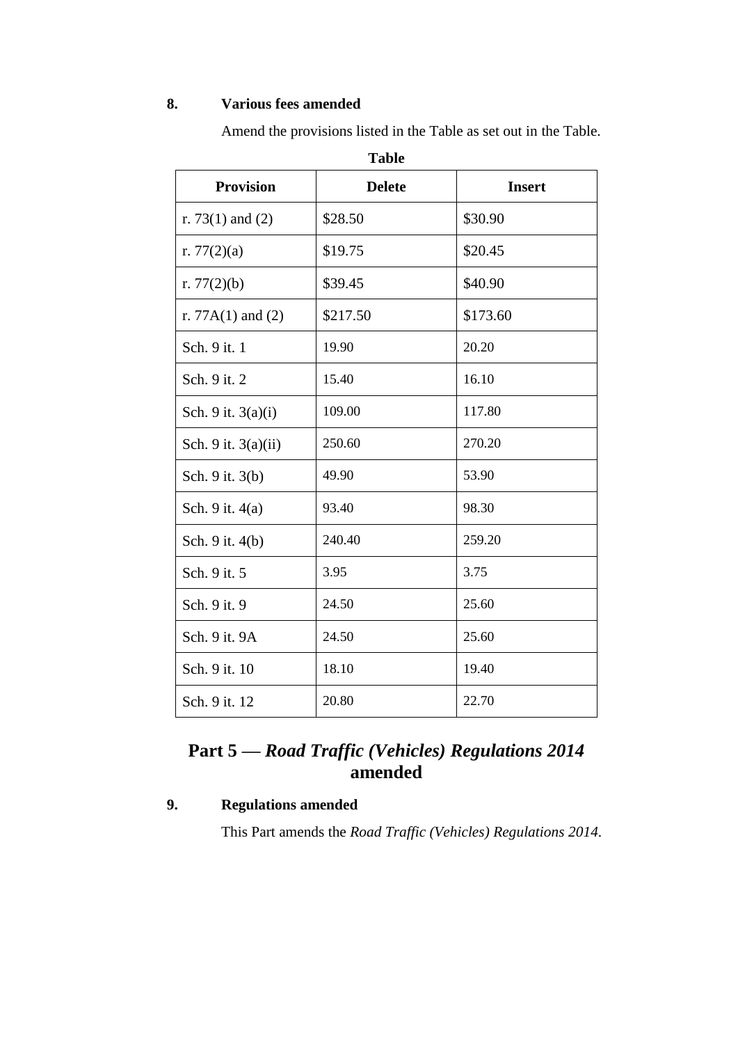**8. Various fees amended**

Amend the provisions listed in the Table as set out in the Table.

**Table**

| Provision | Delete | Insert |
|---|---|---|
| r. 73(1) and (2) | $28.50 | $30.90 |
| r. 77(2)(a) | $19.75 | $20.45 |
| r. 77(2)(b) | $39.45 | $40.90 |
| r. 77A(1) and (2) | $217.50 | $173.60 |
| Sch. 9 it. 1 | 19.90 | 20.20 |
| Sch. 9 it. 2 | 15.40 | 16.10 |
| Sch. 9 it. 3(a)(i) | 109.00 | 117.80 |
| Sch. 9 it. 3(a)(ii) | 250.60 | 270.20 |
| Sch. 9 it. 3(b) | 49.90 | 53.90 |
| Sch. 9 it. 4(a) | 93.40 | 98.30 |
| Sch. 9 it. 4(b) | 240.40 | 259.20 |
| Sch. 9 it. 5 | 3.95 | 3.75 |
| Sch. 9 it. 9 | 24.50 | 25.60 |
| Sch. 9 it. 9A | 24.50 | 25.60 |
| Sch. 9 it. 10 | 18.10 | 19.40 |
| Sch. 9 it. 12 | 20.80 | 22.70 |

## Part 5 — *Road Traffic (Vehicles) Regulations 2014* amended

**9. Regulations amended**

This Part amends the *Road Traffic (Vehicles) Regulations 2014*.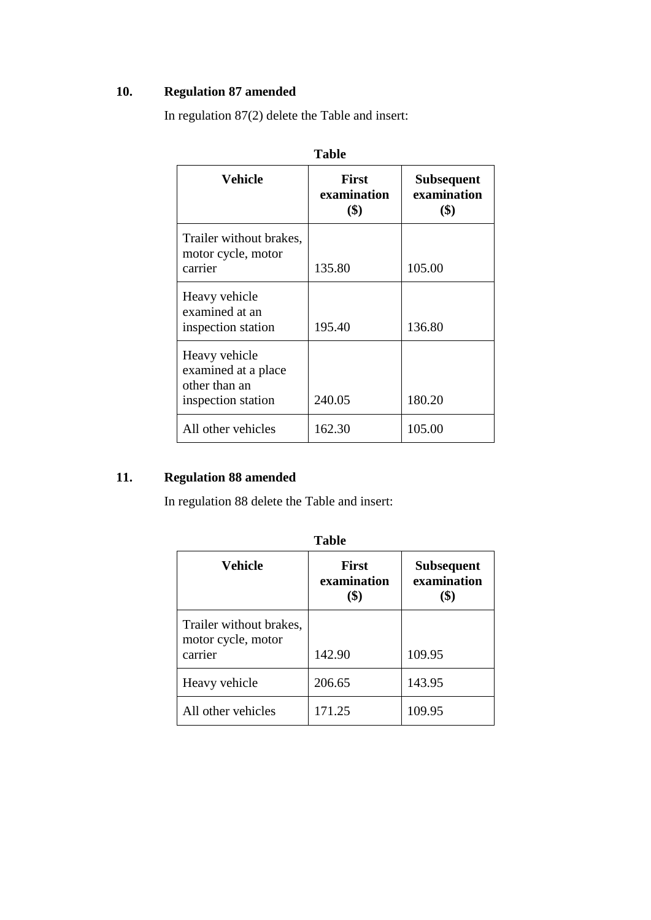**10. Regulation 87 amended**

In regulation 87(2) delete the Table and insert:

**Table**

| Vehicle | First examination ($) | Subsequent examination ($) |
|---|---|---|
| Trailer without brakes, motor cycle, motor carrier | 135.80 | 105.00 |
| Heavy vehicle examined at an inspection station | 195.40 | 136.80 |
| Heavy vehicle examined at a place other than an inspection station | 240.05 | 180.20 |
| All other vehicles | 162.30 | 105.00 |

**11. Regulation 88 amended**

In regulation 88 delete the Table and insert:

**Table**

| Vehicle | First examination ($) | Subsequent examination ($) |
|---|---|---|
| Trailer without brakes, motor cycle, motor carrier | 142.90 | 109.95 |
| Heavy vehicle | 206.65 | 143.95 |
| All other vehicles | 171.25 | 109.95 |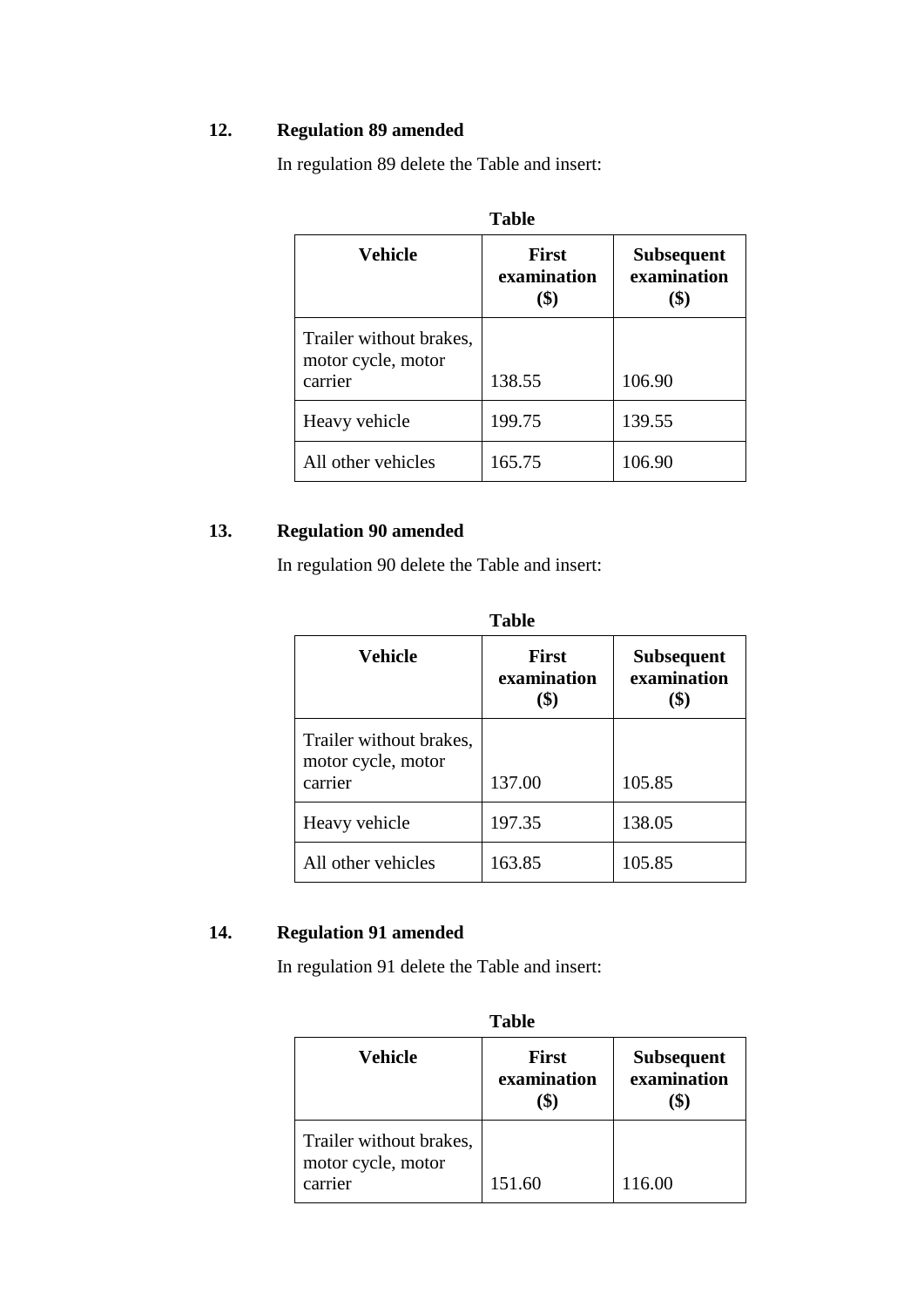### 12. Regulation 89 amended

In regulation 89 delete the Table and insert:

**Table**

| Vehicle | First examination ($) | Subsequent examination ($) |
|---|---|---|
| Trailer without brakes, motor cycle, motor carrier | 138.55 | 106.90 |
| Heavy vehicle | 199.75 | 139.55 |
| All other vehicles | 165.75 | 106.90 |

### 13. Regulation 90 amended

In regulation 90 delete the Table and insert:

**Table**

| Vehicle | First examination ($) | Subsequent examination ($) |
|---|---|---|
| Trailer without brakes, motor cycle, motor carrier | 137.00 | 105.85 |
| Heavy vehicle | 197.35 | 138.05 |
| All other vehicles | 163.85 | 105.85 |

### 14. Regulation 91 amended

In regulation 91 delete the Table and insert:

**Table**

| Vehicle | First examination ($) | Subsequent examination ($) |
|---|---|---|
| Trailer without brakes, motor cycle, motor carrier | 151.60 | 116.00 |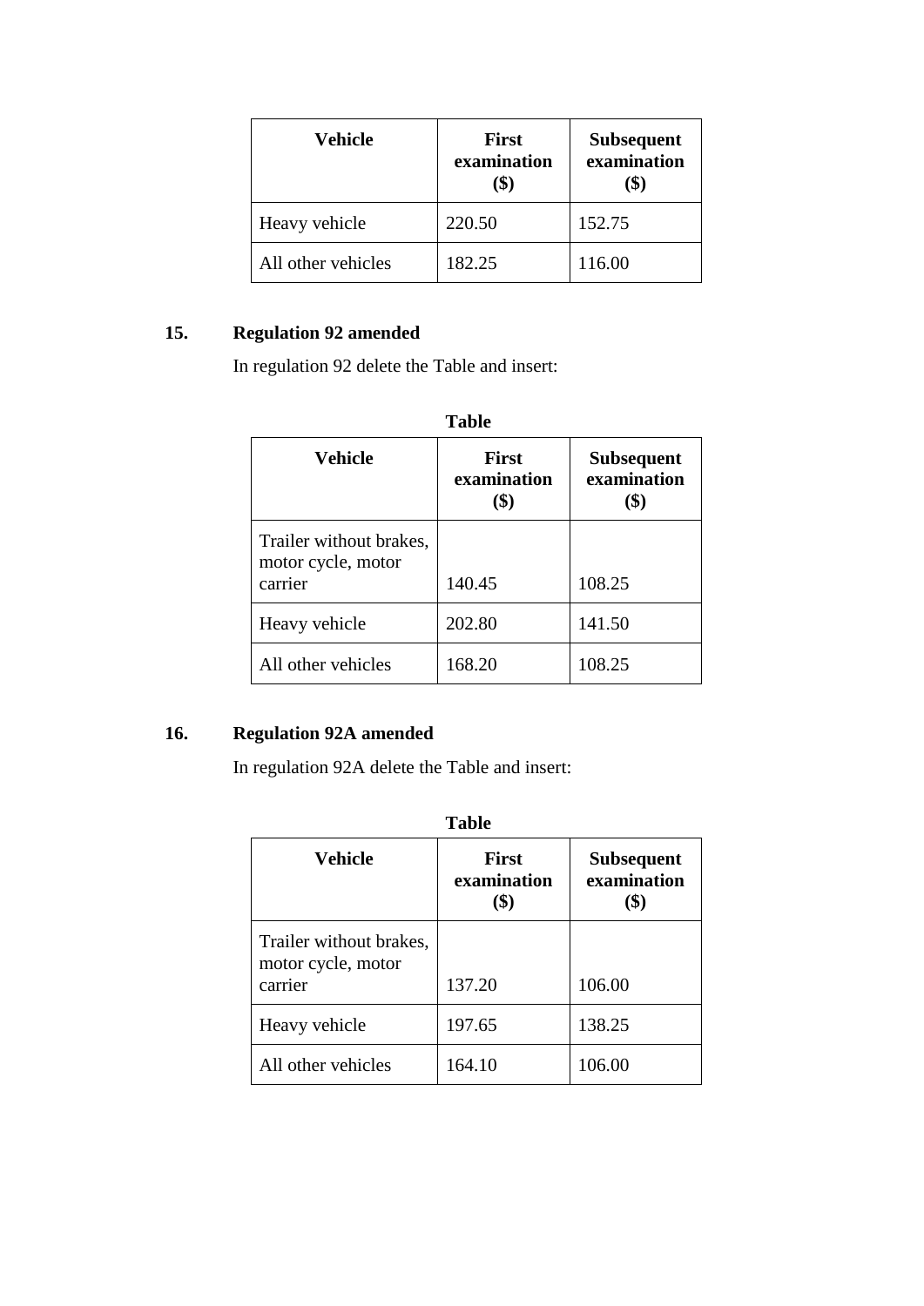| Vehicle | First examination ($) | Subsequent examination ($) |
|---|---|---|
| Heavy vehicle | 220.50 | 152.75 |
| All other vehicles | 182.25 | 116.00 |

### 15. Regulation 92 amended

In regulation 92 delete the Table and insert:

**Table**

| Vehicle | First examination ($) | Subsequent examination ($) |
|---|---|---|
| Trailer without brakes, motor cycle, motor carrier | 140.45 | 108.25 |
| Heavy vehicle | 202.80 | 141.50 |
| All other vehicles | 168.20 | 108.25 |

### 16. Regulation 92A amended

In regulation 92A delete the Table and insert:

**Table**

| Vehicle | First examination ($) | Subsequent examination ($) |
|---|---|---|
| Trailer without brakes, motor cycle, motor carrier | 137.20 | 106.00 |
| Heavy vehicle | 197.65 | 138.25 |
| All other vehicles | 164.10 | 106.00 |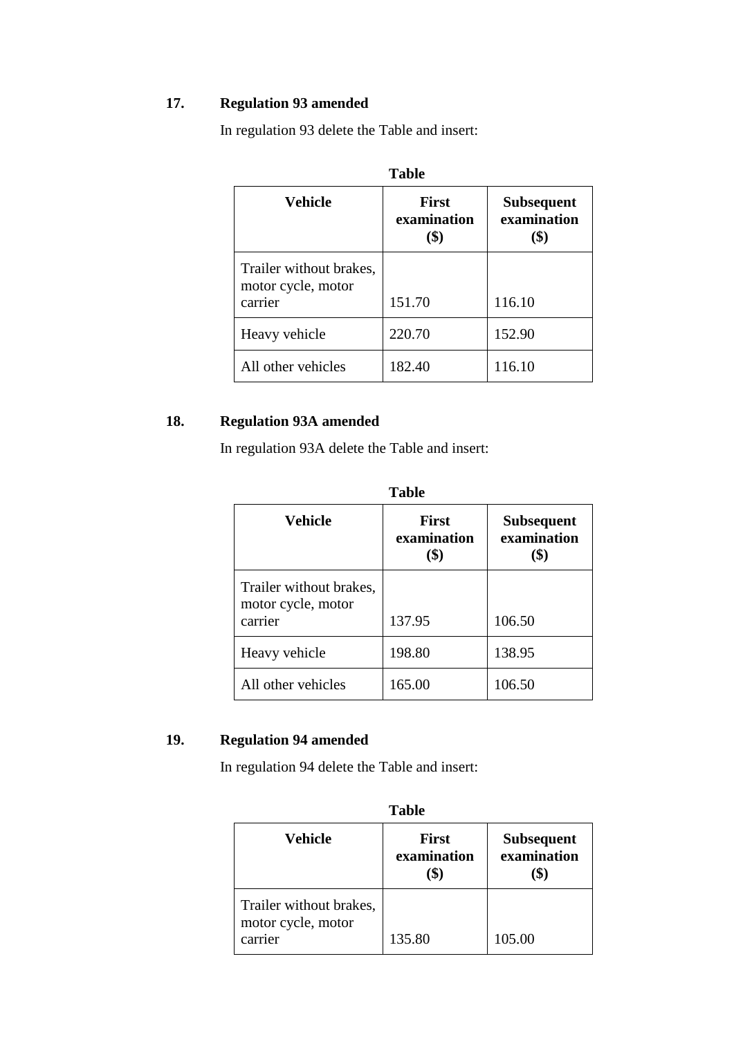### 17. Regulation 93 amended

In regulation 93 delete the Table and insert:

**Table**

| Vehicle | First examination ($) | Subsequent examination ($) |
|---|---|---|
| Trailer without brakes, motor cycle, motor carrier | 151.70 | 116.10 |
| Heavy vehicle | 220.70 | 152.90 |
| All other vehicles | 182.40 | 116.10 |

### 18. Regulation 93A amended

In regulation 93A delete the Table and insert:

**Table**

| Vehicle | First examination ($) | Subsequent examination ($) |
|---|---|---|
| Trailer without brakes, motor cycle, motor carrier | 137.95 | 106.50 |
| Heavy vehicle | 198.80 | 138.95 |
| All other vehicles | 165.00 | 106.50 |

### 19. Regulation 94 amended

In regulation 94 delete the Table and insert:

**Table**

| Vehicle | First examination ($) | Subsequent examination ($) |
|---|---|---|
| Trailer without brakes, motor cycle, motor carrier | 135.80 | 105.00 |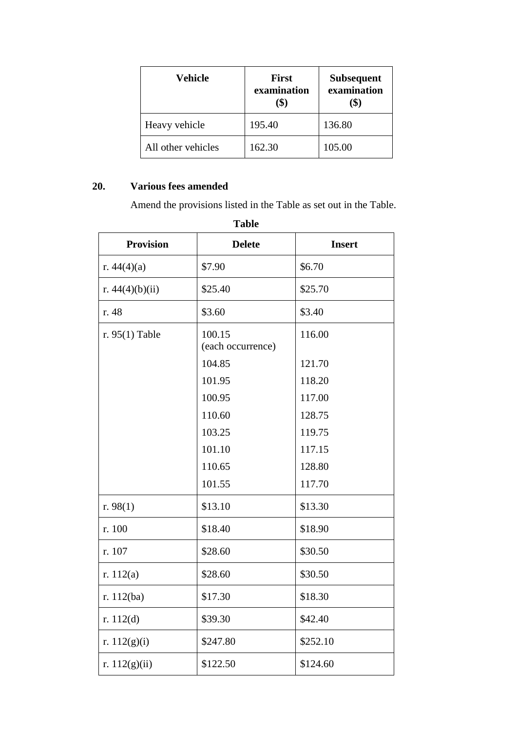| Vehicle | First examination ($) | Subsequent examination ($) |
|---|---|---|
| Heavy vehicle | 195.40 | 136.80 |
| All other vehicles | 162.30 | 105.00 |

**20. Various fees amended**

Amend the provisions listed in the Table as set out in the Table.

**Table**

| Provision | Delete | Insert |
|---|---|---|
| r. 44(4)(a) | $7.90 | $6.70 |
| r. 44(4)(b)(ii) | $25.40 | $25.70 |
| r. 48 | $3.60 | $3.40 |
| r. 95(1) Table | 100.15 (each occurrence) | 116.00 |
| | 104.85 | 121.70 |
| | 101.95 | 118.20 |
| | 100.95 | 117.00 |
| | 110.60 | 128.75 |
| | 103.25 | 119.75 |
| | 101.10 | 117.15 |
| | 110.65 | 128.80 |
| | 101.55 | 117.70 |
| r. 98(1) | $13.10 | $13.30 |
| r. 100 | $18.40 | $18.90 |
| r. 107 | $28.60 | $30.50 |
| r. 112(a) | $28.60 | $30.50 |
| r. 112(ba) | $17.30 | $18.30 |
| r. 112(d) | $39.30 | $42.40 |
| r. 112(g)(i) | $247.80 | $252.10 |
| r. 112(g)(ii) | $122.50 | $124.60 |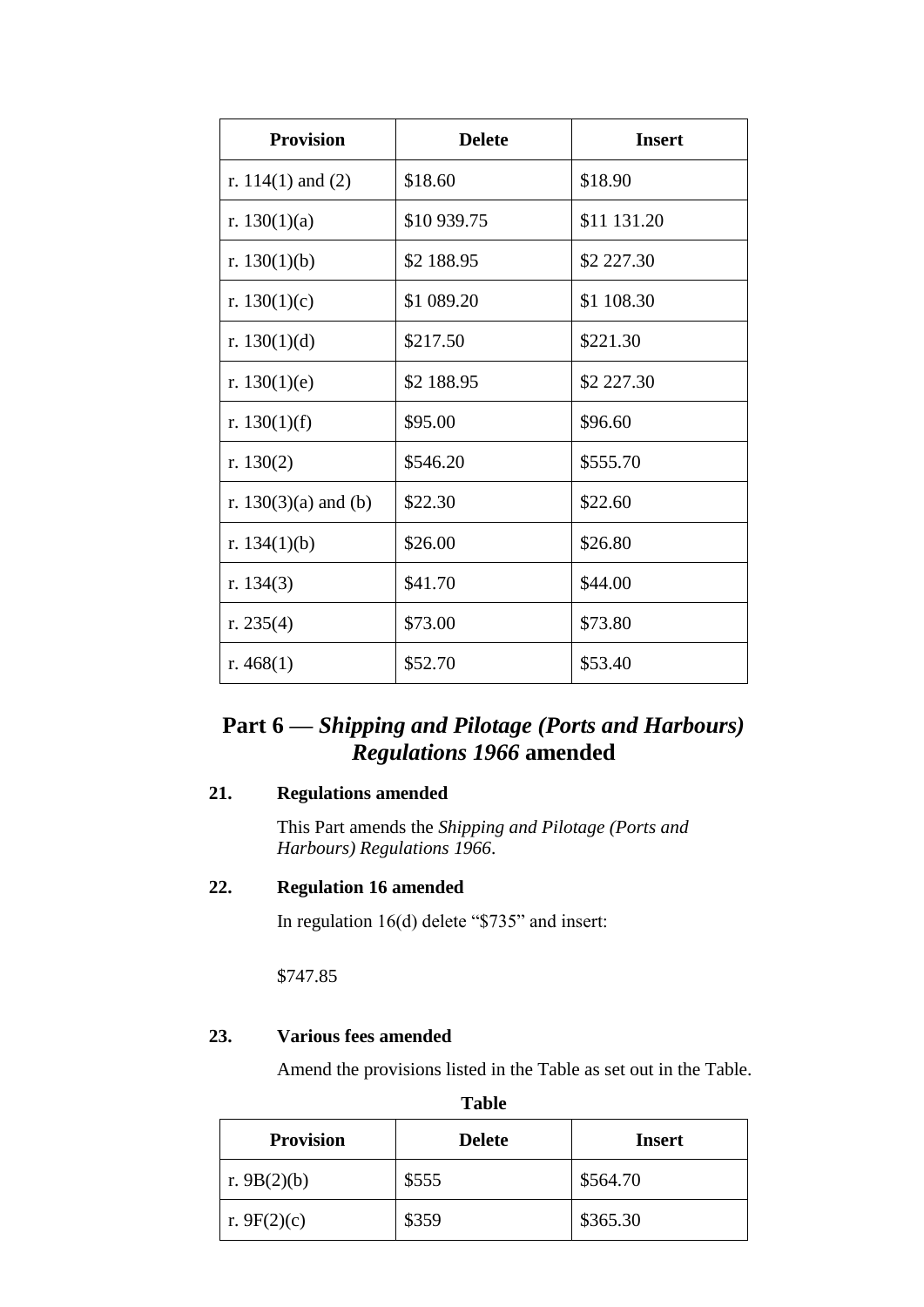| Provision | Delete | Insert |
|---|---|---|
| r. 114(1) and (2) | $18.60 | $18.90 |
| r. 130(1)(a) | $10 939.75 | $11 131.20 |
| r. 130(1)(b) | $2 188.95 | $2 227.30 |
| r. 130(1)(c) | $1 089.20 | $1 108.30 |
| r. 130(1)(d) | $217.50 | $221.30 |
| r. 130(1)(e) | $2 188.95 | $2 227.30 |
| r. 130(1)(f) | $95.00 | $96.60 |
| r. 130(2) | $546.20 | $555.70 |
| r. 130(3)(a) and (b) | $22.30 | $22.60 |
| r. 134(1)(b) | $26.00 | $26.80 |
| r. 134(3) | $41.70 | $44.00 |
| r. 235(4) | $73.00 | $73.80 |
| r. 468(1) | $52.70 | $53.40 |

## Part 6 — *Shipping and Pilotage (Ports and Harbours) Regulations 1966* amended

### 21. Regulations amended

This Part amends the *Shipping and Pilotage (Ports and Harbours) Regulations 1966*.

### 22. Regulation 16 amended

In regulation 16(d) delete "$735" and insert:

$747.85

### 23. Various fees amended

Amend the provisions listed in the Table as set out in the Table.

**Table**

| Provision | Delete | Insert |
|---|---|---|
| r. 9B(2)(b) | $555 | $564.70 |
| r. 9F(2)(c) | $359 | $365.30 |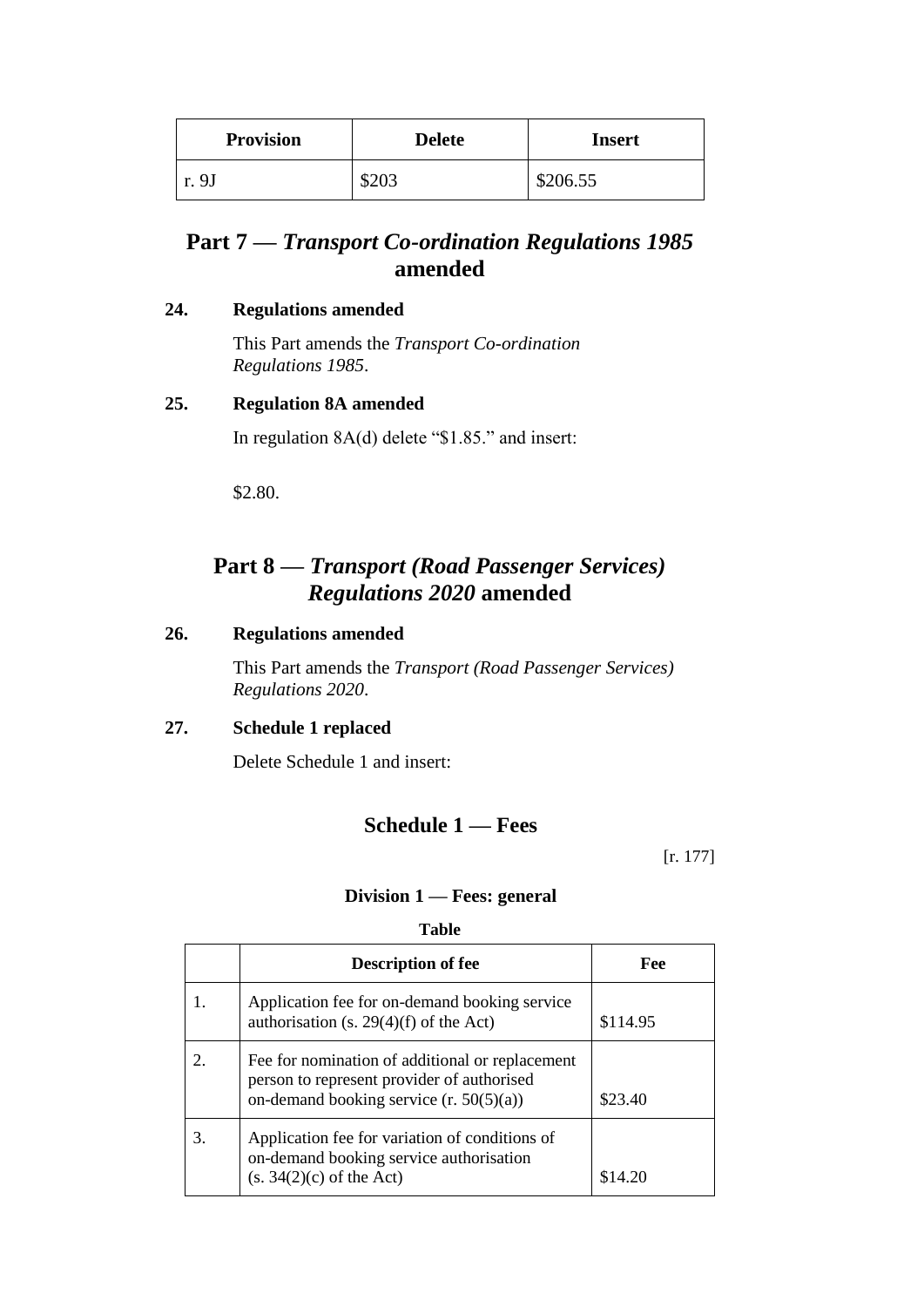| Provision | Delete | Insert |
|---|---|---|
| r. 9J | $203 | $206.55 |

## Part 7 — *Transport Co-ordination Regulations 1985* amended

### 24. Regulations amended

This Part amends the *Transport Co-ordination Regulations 1985*.

### 25. Regulation 8A amended

In regulation 8A(d) delete "$1.85." and insert:

$2.80.

## Part 8 — *Transport (Road Passenger Services) Regulations 2020* amended

### 26. Regulations amended

This Part amends the *Transport (Road Passenger Services) Regulations 2020*.

### 27. Schedule 1 replaced

Delete Schedule 1 and insert:

### Schedule 1 — Fees

[r. 177]

#### Division 1 — Fees: general

**Table**

| | Description of fee | Fee |
|---|---|---|
| 1. | Application fee for on-demand booking service authorisation (s. 29(4)(f) of the Act) | $114.95 |
| 2. | Fee for nomination of additional or replacement person to represent provider of authorised on-demand booking service (r. 50(5)(a)) | $23.40 |
| 3. | Application fee for variation of conditions of on-demand booking service authorisation (s. 34(2)(c) of the Act) | $14.20 |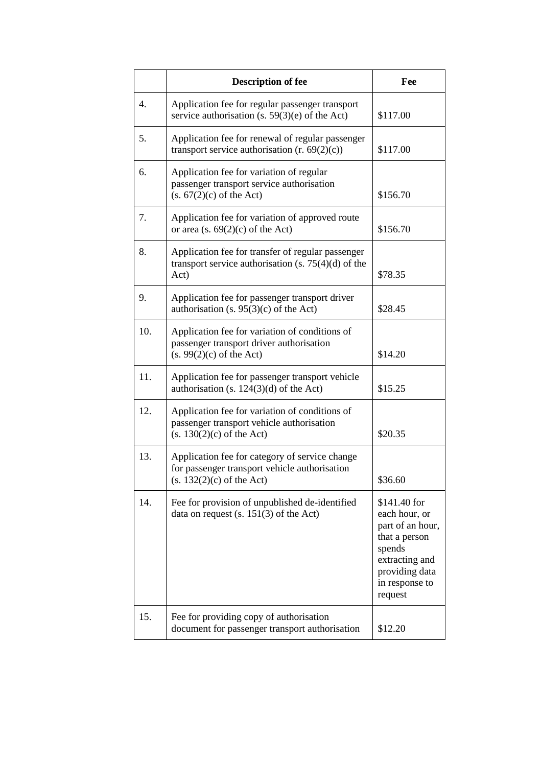| | Description of fee | Fee |
|---|---|---|
| 4. | Application fee for regular passenger transport service authorisation (s. 59(3)(e) of the Act) | $117.00 |
| 5. | Application fee for renewal of regular passenger transport service authorisation (r. 69(2)(c)) | $117.00 |
| 6. | Application fee for variation of regular passenger transport service authorisation (s. 67(2)(c) of the Act) | $156.70 |
| 7. | Application fee for variation of approved route or area (s. 69(2)(c) of the Act) | $156.70 |
| 8. | Application fee for transfer of regular passenger transport service authorisation (s. 75(4)(d) of the Act) | $78.35 |
| 9. | Application fee for passenger transport driver authorisation (s. 95(3)(c) of the Act) | $28.45 |
| 10. | Application fee for variation of conditions of passenger transport driver authorisation (s. 99(2)(c) of the Act) | $14.20 |
| 11. | Application fee for passenger transport vehicle authorisation (s. 124(3)(d) of the Act) | $15.25 |
| 12. | Application fee for variation of conditions of passenger transport vehicle authorisation (s. 130(2)(c) of the Act) | $20.35 |
| 13. | Application fee for category of service change for passenger transport vehicle authorisation (s. 132(2)(c) of the Act) | $36.60 |
| 14. | Fee for provision of unpublished de-identified data on request (s. 151(3) of the Act) | $141.40 for each hour, or part of an hour, that a person spends extracting and providing data in response to request |
| 15. | Fee for providing copy of authorisation document for passenger transport authorisation | $12.20 |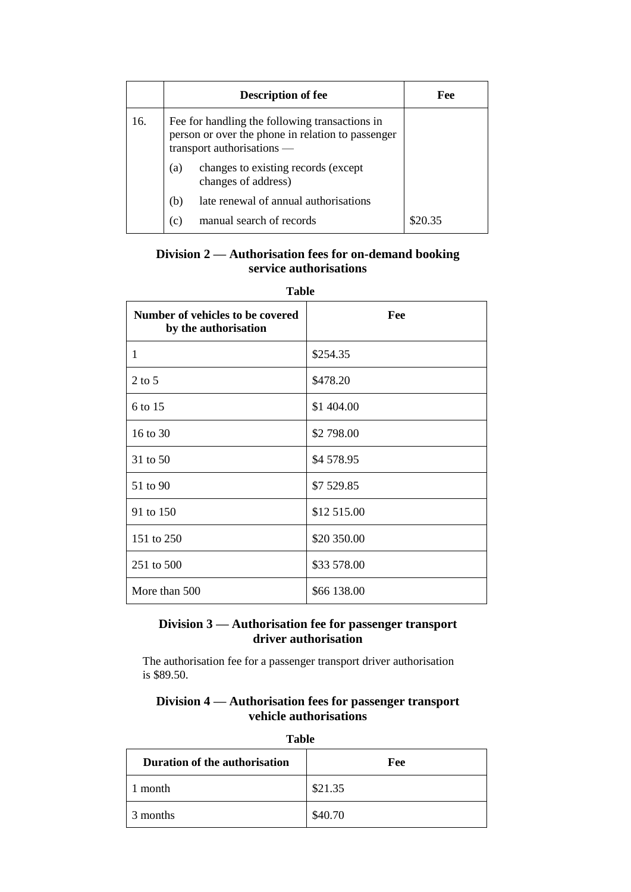| | Description of fee | Fee |
|---|---|---|
| 16. | Fee for handling the following transactions in person or over the phone in relation to passenger transport authorisations —<br>(a) changes to existing records (except changes of address)<br>(b) late renewal of annual authorisations<br>(c) manual search of records | $20.35 |

### Division 2 — Authorisation fees for on-demand booking service authorisations

**Table**

| Number of vehicles to be covered by the authorisation | Fee |
|---|---|
| 1 | $254.35 |
| 2 to 5 | $478.20 |
| 6 to 15 | $1 404.00 |
| 16 to 30 | $2 798.00 |
| 31 to 50 | $4 578.95 |
| 51 to 90 | $7 529.85 |
| 91 to 150 | $12 515.00 |
| 151 to 250 | $20 350.00 |
| 251 to 500 | $33 578.00 |
| More than 500 | $66 138.00 |

### Division 3 — Authorisation fee for passenger transport driver authorisation

The authorisation fee for a passenger transport driver authorisation is $89.50.

### Division 4 — Authorisation fees for passenger transport vehicle authorisations

**Table**

| Duration of the authorisation | Fee |
|---|---|
| 1 month | $21.35 |
| 3 months | $40.70 |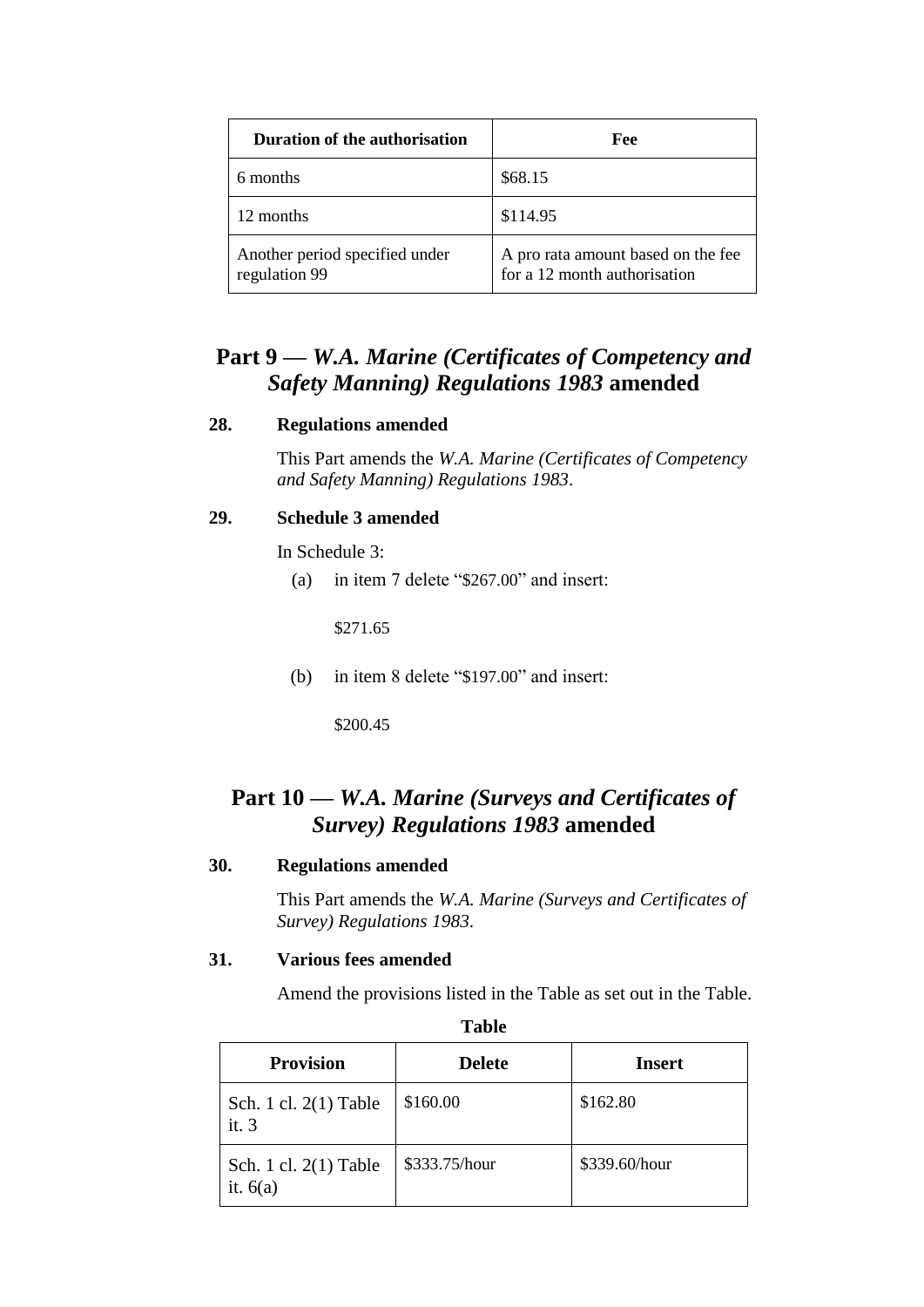| Duration of the authorisation | Fee |
| --- | --- |
| 6 months | $68.15 |
| 12 months | $114.95 |
| Another period specified under regulation 99 | A pro rata amount based on the fee for a 12 month authorisation |

## Part 9 — *W.A. Marine (Certificates of Competency and Safety Manning) Regulations 1983* amended

### 28. Regulations amended

This Part amends the *W.A. Marine (Certificates of Competency and Safety Manning) Regulations 1983*.

### 29. Schedule 3 amended

In Schedule 3:

(a) in item 7 delete "$267.00" and insert:

$271.65

(b) in item 8 delete "$197.00" and insert:

$200.45

## Part 10 — *W.A. Marine (Surveys and Certificates of Survey) Regulations 1983* amended

### 30. Regulations amended

This Part amends the *W.A. Marine (Surveys and Certificates of Survey) Regulations 1983*.

### 31. Various fees amended

Amend the provisions listed in the Table as set out in the Table.

**Table**

| Provision | Delete | Insert |
| --- | --- | --- |
| Sch. 1 cl. 2(1) Table it. 3 | $160.00 | $162.80 |
| Sch. 1 cl. 2(1) Table it. 6(a) | $333.75/hour | $339.60/hour |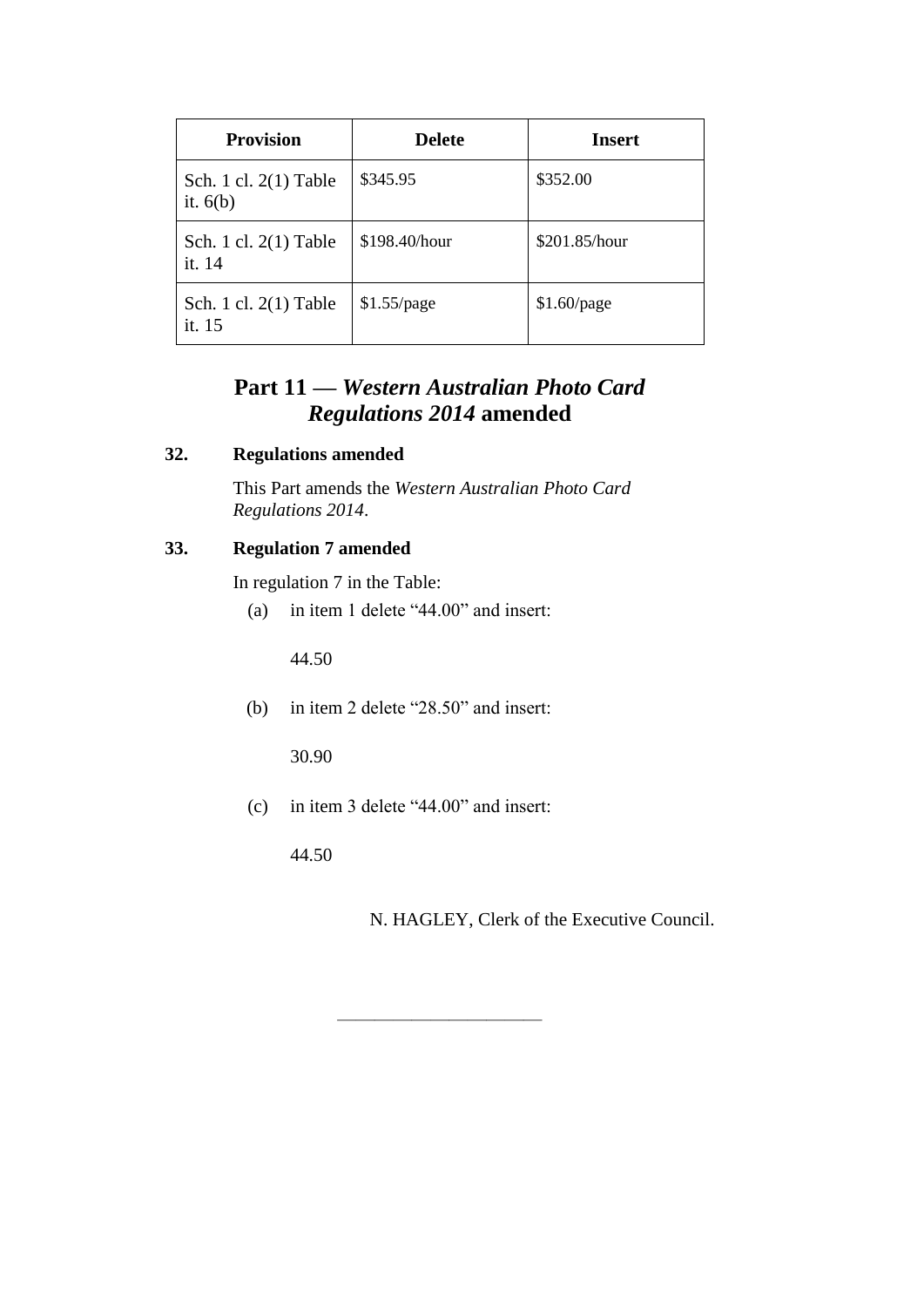| Provision | Delete | Insert |
|---|---|---|
| Sch. 1 cl. 2(1) Table it. 6(b) | $345.95 | $352.00 |
| Sch. 1 cl. 2(1) Table it. 14 | $198.40/hour | $201.85/hour |
| Sch. 1 cl. 2(1) Table it. 15 | $1.55/page | $1.60/page |

## Part 11 — *Western Australian Photo Card Regulations 2014* amended

### 32. Regulations amended

This Part amends the *Western Australian Photo Card Regulations 2014*.

### 33. Regulation 7 amended

In regulation 7 in the Table:

(a) in item 1 delete "44.00" and insert:

44.50

(b) in item 2 delete "28.50" and insert:

30.90

(c) in item 3 delete "44.00" and insert:

44.50

N. HAGLEY, Clerk of the Executive Council.

———————————